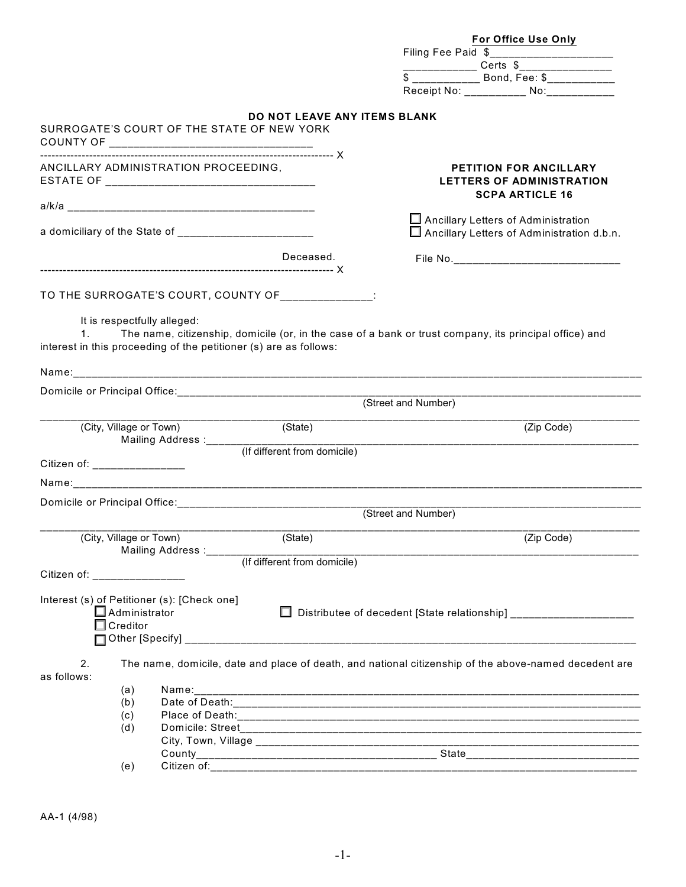**For Office Use Only**

Filing Fee Paid $____________________

____________ Certs $_______________

$ ___________ Bond, Fee: $___________

Receipt No: __________ No:___________

**DO NOT LEAVE ANY ITEMS BLANK**

SURROGATE'S COURT OF THE STATE OF NEW YORK
COUNTY OF ________________________________

------------------------------------------------------------------------------ X

ANCILLARY ADMINISTRATION PROCEEDING,
ESTATE OF _________________________________

a/k/a _______________________________________

a domiciliary of the State of ______________________

Deceased.

------------------------------------------------------------------------------ X

**PETITION FOR ANCILLARY LETTERS OF ADMINISTRATION SCPA ARTICLE 16**

☐ Ancillary Letters of Administration
☐ Ancillary Letters of Administration d.b.n.

File No.___________________________

TO THE SURROGATE'S COURT, COUNTY OF______________:

It is respectfully alleged:

1. The name, citizenship, domicile (or, in the case of a bank or trust company, its principal office) and interest in this proceeding of the petitioner (s) are as follows:

Name:_____________________________________________________________________________________

Domicile or Principal Office:______________________________________________________________________
(Street and Number)

___________________________________________________________________________________________
(City, Village or Town) (State) (Zip Code)

Mailing Address :________________________________________________________________________
(If different from domicile)

Citizen of: _______________

Name:_____________________________________________________________________________________

Domicile or Principal Office:______________________________________________________________________
(Street and Number)

___________________________________________________________________________________________
(City, Village or Town) (State) (Zip Code)

Mailing Address :________________________________________________________________________
(If different from domicile)

Citizen of: _______________

Interest (s) of Petitioner (s): [Check one]

☐ Administrator
☐ Creditor
☐ Other [Specify] ______________________________________________________________________

☐ Distributee of decedent [State relationship] ____________________

2. The name, domicile, date and place of death, and national citizenship of the above-named decedent are as follows:

(a) Name:_______________________________________________________________________________
(b) Date of Death:_________________________________________________________________________
(c) Place of Death:________________________________________________________________________
(d) Domicile: Street_______________________________________________________________________
City, Town, Village ___________________________________________________________________
County_______________________________________ State____________________________
(e) Citizen of:___________________________________________________________________________

AA-1 (4/98)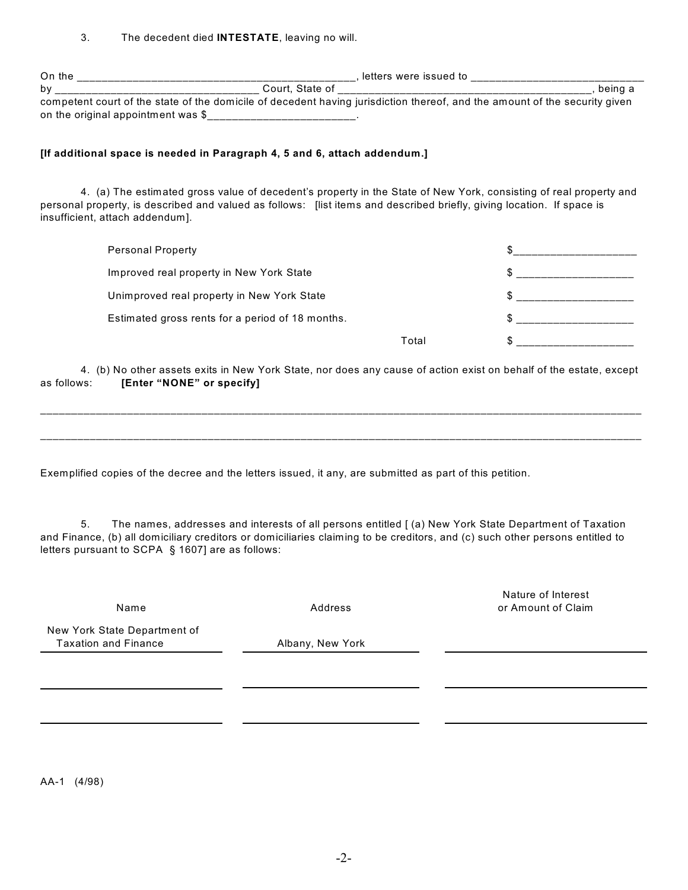3. The decedent died **INTESTATE**, leaving no will.

On the _______________________________________________, letters were issued to ____________________________ by _________________________________ Court, State of __________________________________________, being a competent court of the state of the domicile of decedent having jurisdiction thereof, and the amount of the security given on the original appointment was $________________________.

**[If additional space is needed in Paragraph 4, 5 and 6, attach addendum.]**

4. (a) The estimated gross value of decedent's property in the State of New York, consisting of real property and personal property, is described and valued as follows: [list items and described briefly, giving location. If space is insufficient, attach addendum].

| | | |
|---|---|---|
| Personal Property | | $____________________ |
| Improved real property in New York State | | $ ___________________ |
| Unimproved real property in New York State | | $ ___________________ |
| Estimated gross rents for a period of 18 months. | | $ ___________________ |
| | Total | $ ___________________ |

4. (b) No other assets exits in New York State, nor does any cause of action exist on behalf of the estate, except as follows: **[Enter "NONE" or specify]**

_____________________________________________________________________________________________________

_____________________________________________________________________________________________________

Exemplified copies of the decree and the letters issued, it any, are submitted as part of this petition.

5. The names, addresses and interests of all persons entitled [ (a) New York State Department of Taxation and Finance, (b) all domiciliary creditors or domiciliaries claiming to be creditors, and (c) such other persons entitled to letters pursuant to SCPA § 1607] are as follows:

| Name | Address | Nature of Interest or Amount of Claim |
|---|---|---|
| New York State Department of Taxation and Finance | Albany, New York | |
| | | |
| | | |

AA-1 (4/98)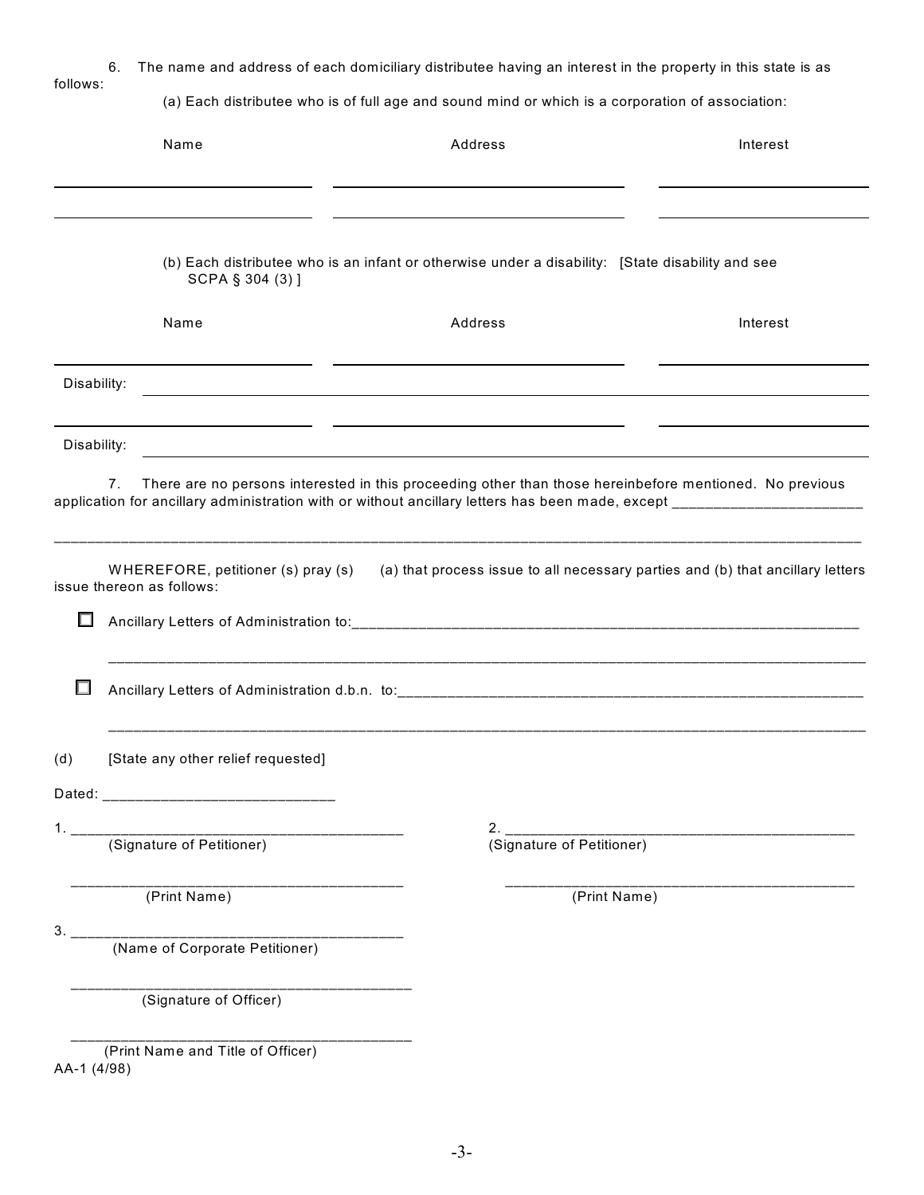6. The name and address of each domiciliary distributee having an interest in the property in this state is as follows:

(a) Each distributee who is of full age and sound mind or which is a corporation of association:

| Name | Address | Interest |
|---|---|---|
| | | |
| | | |

(b) Each distributee who is an infant or otherwise under a disability: [State disability and see SCPA § 304 (3) ]

| Name | Address | Interest |
|---|---|---|
| | | |

Disability: ______________________________

| | | |
|---|---|---|
| | | |

Disability: ______________________________

7. There are no persons interested in this proceeding other than those hereinbefore mentioned. No previous application for ancillary administration with or without ancillary letters has been made, except ______________________

______________________________________________________________________________

WHEREFORE, petitioner (s) pray (s) (a) that process issue to all necessary parties and (b) that ancillary letters issue thereon as follows:

☐ Ancillary Letters of Administration to:______________________________________________

______________________________________________________________________________

☐ Ancillary Letters of Administration d.b.n. to:__________________________________________

______________________________________________________________________________

(d) [State any other relief requested]

Dated: ___________________________

1. ________________________________________
(Signature of Petitioner)

________________________________________
(Print Name)

2. ________________________________________
(Signature of Petitioner)

________________________________________
(Print Name)

3. ________________________________________
(Name of Corporate Petitioner)

________________________________________
(Signature of Officer)

________________________________________
(Print Name and Title of Officer)

AA-1 (4/98)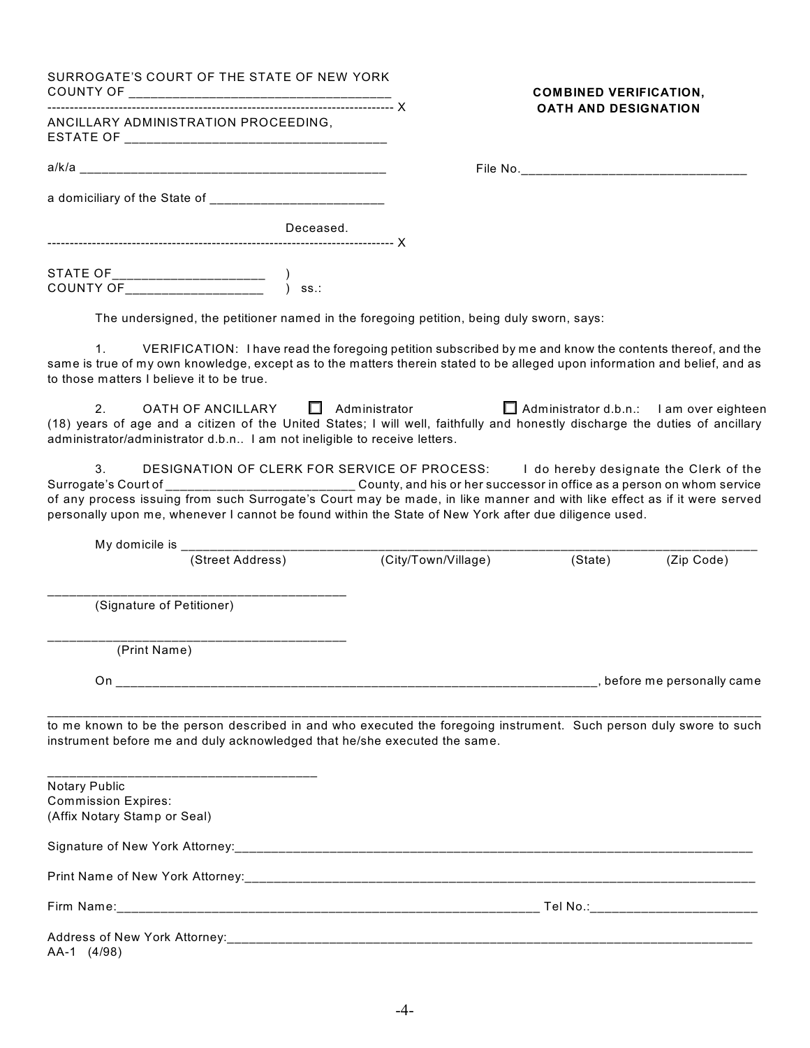SURROGATE'S COURT OF THE STATE OF NEW YORK
COUNTY OF ___________________________________

---

**COMBINED VERIFICATION, OATH AND DESIGNATION**

ANCILLARY ADMINISTRATION PROCEEDING,
ESTATE OF ___________________________________

a/k/a ___________________________________________

File No.________________________________

a domiciliary of the State of ________________________

Deceased.

---

STATE OF_____________________ )
COUNTY OF___________________ ) ss.:

The undersigned, the petitioner named in the foregoing petition, being duly sworn, says:

1. VERIFICATION: I have read the foregoing petition subscribed by me and know the contents thereof, and the same is true of my own knowledge, except as to the matters therein stated to be alleged upon information and belief, and as to those matters I believe it to be true.

2. OATH OF ANCILLARY ☐ Administrator ☐ Administrator d.b.n.: I am over eighteen (18) years of age and a citizen of the United States; I will well, faithfully and honestly discharge the duties of ancillary administrator/administrator d.b.n.. I am not ineligible to receive letters.

3. DESIGNATION OF CLERK FOR SERVICE OF PROCESS: I do hereby designate the Clerk of the Surrogate's Court of __________________________ County, and his or her successor in office as a person on whom service of any process issuing from such Surrogate's Court may be made, in like manner and with like effect as if it were served personally upon me, whenever I cannot be found within the State of New York after due diligence used.

My domicile is ___________________________________________________________________________________
(Street Address) (City/Town/Village) (State) (Zip Code)

__________________________________________
(Signature of Petitioner)

__________________________________________
(Print Name)

On ______________________________________________________________________, before me personally came

_____________________________________________________________________________________________
to me known to be the person described in and who executed the foregoing instrument. Such person duly swore to such instrument before me and duly acknowledged that he/she executed the same.

_____________________________________
Notary Public
Commission Expires:
(Affix Notary Stamp or Seal)

Signature of New York Attorney:_____________________________________________________________________

Print Name of New York Attorney:____________________________________________________________________

Firm Name:______________________________________________________________ Tel No.:_______________________

Address of New York Attorney:_______________________________________________________________________

AA-1 (4/98)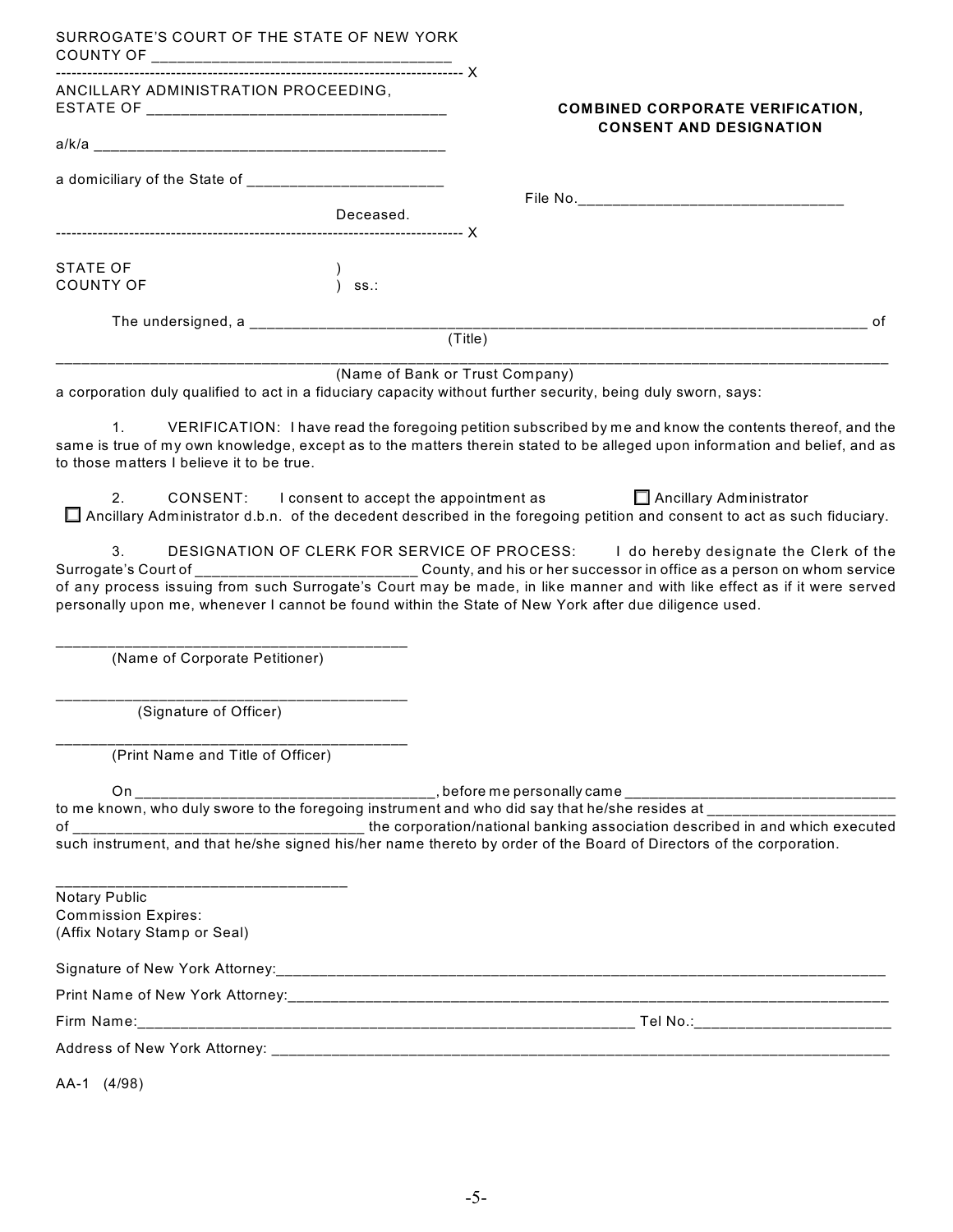SURROGATE'S COURT OF THE STATE OF NEW YORK
COUNTY OF ___________________________________

---------------------------------------------------------------------------- X

ANCILLARY ADMINISTRATION PROCEEDING,
ESTATE OF ___________________________________

a/k/a ___________________________________________

a domiciliary of the State of _______________________

Deceased.

---------------------------------------------------------------------------- X

**COMBINED CORPORATE VERIFICATION, CONSENT AND DESIGNATION**

File No.______________________________

STATE OF )
COUNTY OF ) ss.:

The undersigned, a _____________________________________________________________________________ of
(Title)

___________________________________________________________________________________________________
(Name of Bank or Trust Company)

a corporation duly qualified to act in a fiduciary capacity without further security, being duly sworn, says:

1. VERIFICATION: I have read the foregoing petition subscribed by me and know the contents thereof, and the same is true of my own knowledge, except as to the matters therein stated to be alleged upon information and belief, and as to those matters I believe it to be true.

2. CONSENT: I consent to accept the appointment as ☐ Ancillary Administrator ☐ Ancillary Administrator d.b.n. of the decedent described in the foregoing petition and consent to act as such fiduciary.

3. DESIGNATION OF CLERK FOR SERVICE OF PROCESS: I do hereby designate the Clerk of the Surrogate's Court of ___________________________ County, and his or her successor in office as a person on whom service of any process issuing from such Surrogate's Court may be made, in like manner and with like effect as if it were served personally upon me, whenever I cannot be found within the State of New York after due diligence used.

___________________________________________
(Name of Corporate Petitioner)

___________________________________________
(Signature of Officer)

___________________________________________
(Print Name and Title of Officer)

On _____________________________________, before me personally came _________________________________ to me known, who duly swore to the foregoing instrument and who did say that he/she resides at _______________________ of __________________________________ the corporation/national banking association described in and which executed such instrument, and that he/she signed his/her name thereto by order of the Board of Directors of the corporation.

___________________________________
Notary Public
Commission Expires:
(Affix Notary Stamp or Seal)

Signature of New York Attorney:_________________________________________________________________________

Print Name of New York Attorney:________________________________________________________________________

Firm Name:_______________________________________________________________ Tel No.:_______________________

Address of New York Attorney: __________________________________________________________________________

AA-1 (4/98)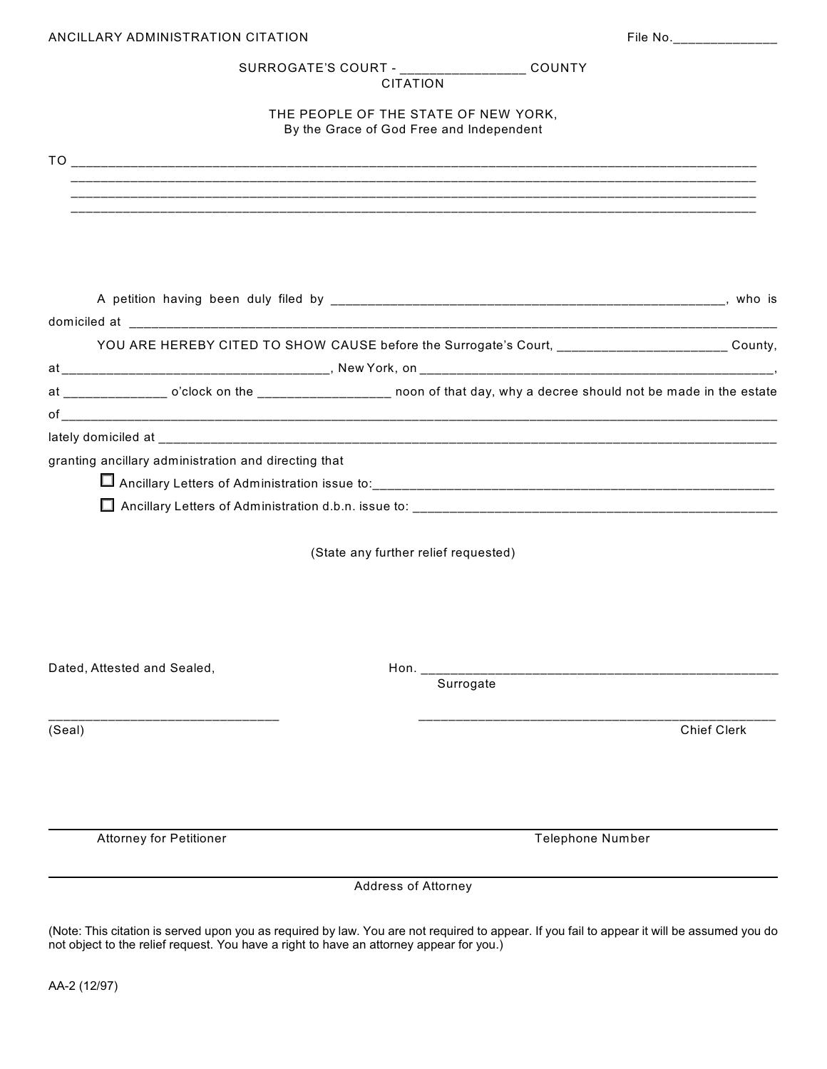ANCILLARY ADMINISTRATION CITATION File No.______________

SURROGATE'S COURT - ________________ COUNTY
CITATION

THE PEOPLE OF THE STATE OF NEW YORK,
By the Grace of God Free and Independent

TO ______________________________________________________________________________________
______________________________________________________________________________________
______________________________________________________________________________________
______________________________________________________________________________________

A petition having been duly filed by ______________________________________________________, who is domiciled at ______________________________________________________________________________________

YOU ARE HEREBY CITED TO SHOW CAUSE before the Surrogate's Court, ______________________ County, at __________________________________, New York, on _______________________________________________, at _____________ o'clock on the _________________ noon of that day, why a decree should not be made in the estate of ______________________________________________________________________________________

lately domiciled at ______________________________________________________________________________

granting ancillary administration and directing that

- ☐ Ancillary Letters of Administration issue to:_______________________________________________________
- ☐ Ancillary Letters of Administration d.b.n. issue to: ______________________________________________________

(State any further relief requested)

Dated, Attested and Sealed,

Hon. _______________________________________________
Surrogate

_______________________________
(Seal)

_______________________________________________
Chief Clerk

_______________________________________________________________________________________
Attorney for Petitioner Telephone Number

_______________________________________________________________________________________
Address of Attorney

(Note: This citation is served upon you as required by law. You are not required to appear. If you fail to appear it will be assumed you do not object to the relief request. You have a right to have an attorney appear for you.)

AA-2 (12/97)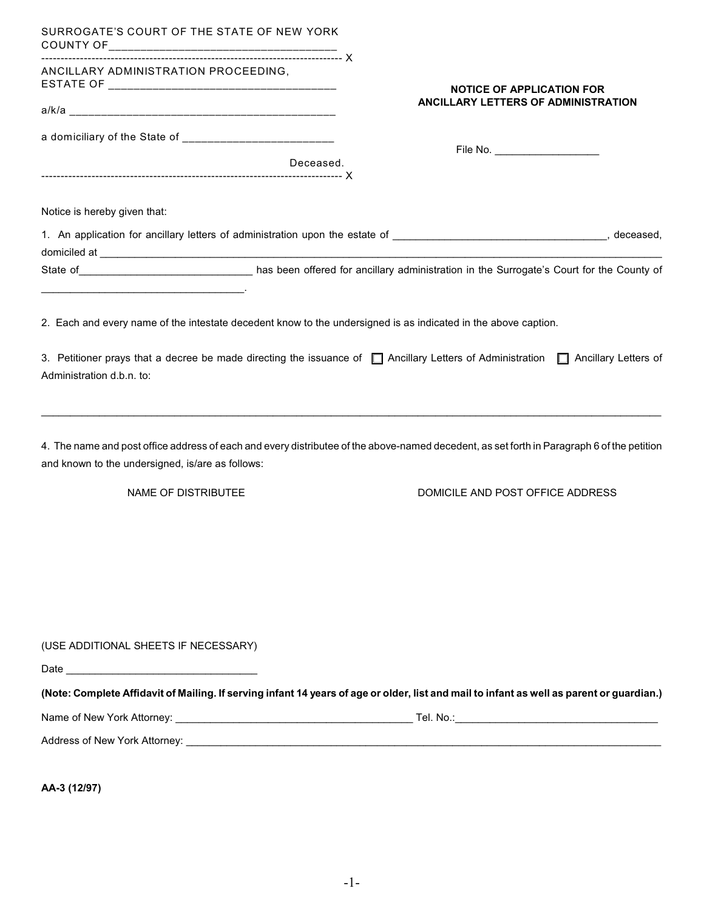SURROGATE'S COURT OF THE STATE OF NEW YORK
COUNTY OF____________________________________

------------------------------------------------------------------------------ X

ANCILLARY ADMINISTRATION PROCEEDING,
ESTATE OF ____________________________________

a/k/a ____________________________________________

a domiciliary of the State of ________________________

Deceased.

------------------------------------------------------------------------------ X

**NOTICE OF APPLICATION FOR ANCILLARY LETTERS OF ADMINISTRATION**

File No. _________________

Notice is hereby given that:

1. An application for ancillary letters of administration upon the estate of ____________________________________, deceased, domiciled at ______________________________________________________________________________________________ State of_____________________________ has been offered for ancillary administration in the Surrogate's Court for the County of __________________________________.

2. Each and every name of the intestate decedent know to the undersigned is as indicated in the above caption.

3. Petitioner prays that a decree be made directing the issuance of ☐ Ancillary Letters of Administration ☐ Ancillary Letters of Administration d.b.n. to:

______________________________________________________________________________________________________

4. The name and post office address of each and every distributee of the above-named decedent, as set forth in Paragraph 6 of the petition and known to the undersigned, is/are as follows:

| NAME OF DISTRIBUTEE | DOMICILE AND POST OFFICE ADDRESS |
| --- | --- |
| | |

(USE ADDITIONAL SHEETS IF NECESSARY)

Date ________________________________

**(Note: Complete Affidavit of Mailing. If serving infant 14 years of age or older, list and mail to infant as well as parent or guardian.)**

Name of New York Attorney: ________________________________________ Tel. No.:__________________________________

Address of New York Attorney: ______________________________________________________________________________________

**AA-3 (12/97)**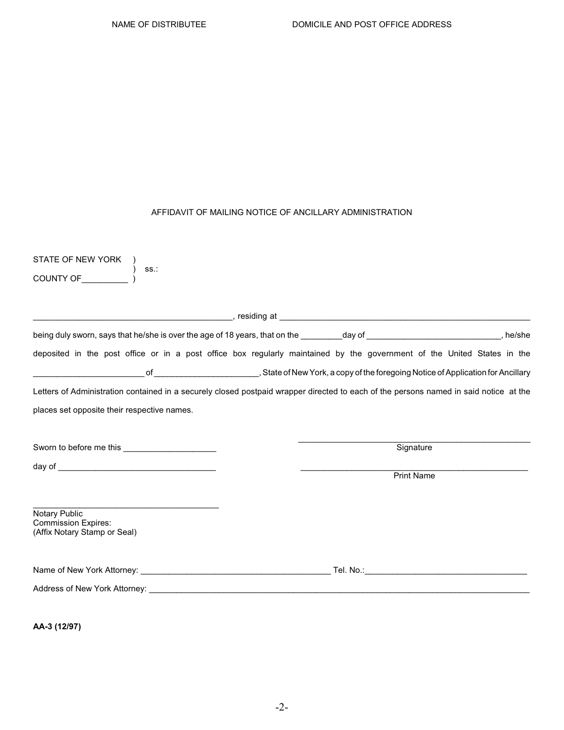| NAME OF DISTRIBUTEE | DOMICILE AND POST OFFICE ADDRESS |
| --- | --- |
| | |

## AFFIDAVIT OF MAILING NOTICE OF ANCILLARY ADMINISTRATION

STATE OF NEW YORK )
) ss.:
COUNTY OF__________ )

___________________________________________, residing at ______________________________________________________

being duly sworn, says that he/she is over the age of 18 years, that on the _________day of _____________________________, he/she deposited in the post office or in a post office box regularly maintained by the government of the United States in the ________________________ of ______________________, State of New York, a copy of the foregoing Notice of Application for Ancillary Letters of Administration contained in a securely closed postpaid wrapper directed to each of the persons named in said notice at the places set opposite their respective names.

Sworn to before me this ____________________

day of __________________________________

_________________________________________
Notary Public
Commission Expires:
(Affix Notary Stamp or Seal)

_____________________________________________________
Signature

_____________________________________________________
Print Name

Name of New York Attorney: ________________________________________ Tel. No.:___________________________________

Address of New York Attorney: ___________________________________________________________________________________

**AA-3 (12/97)**